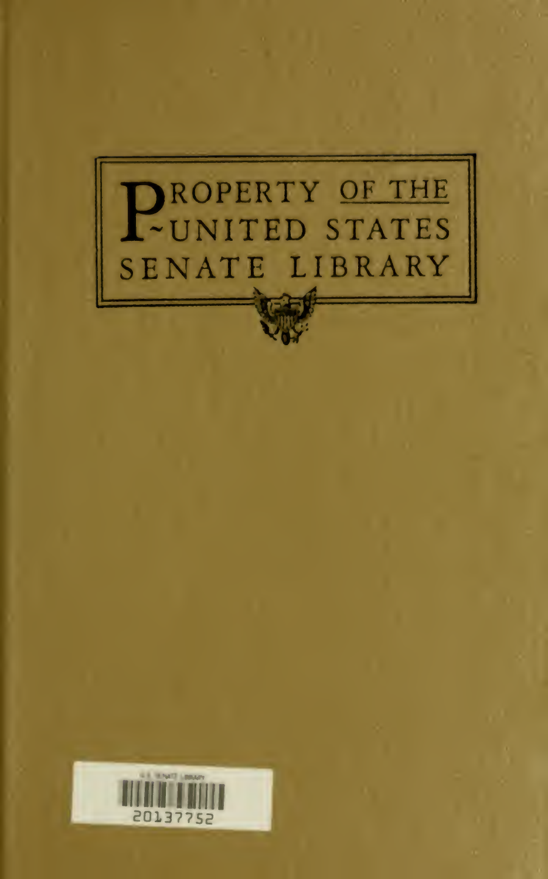PROPERTY OF THE
UNITED STATES
SENATE LIBRARY

U.S. SENATE LIBRARY

20137752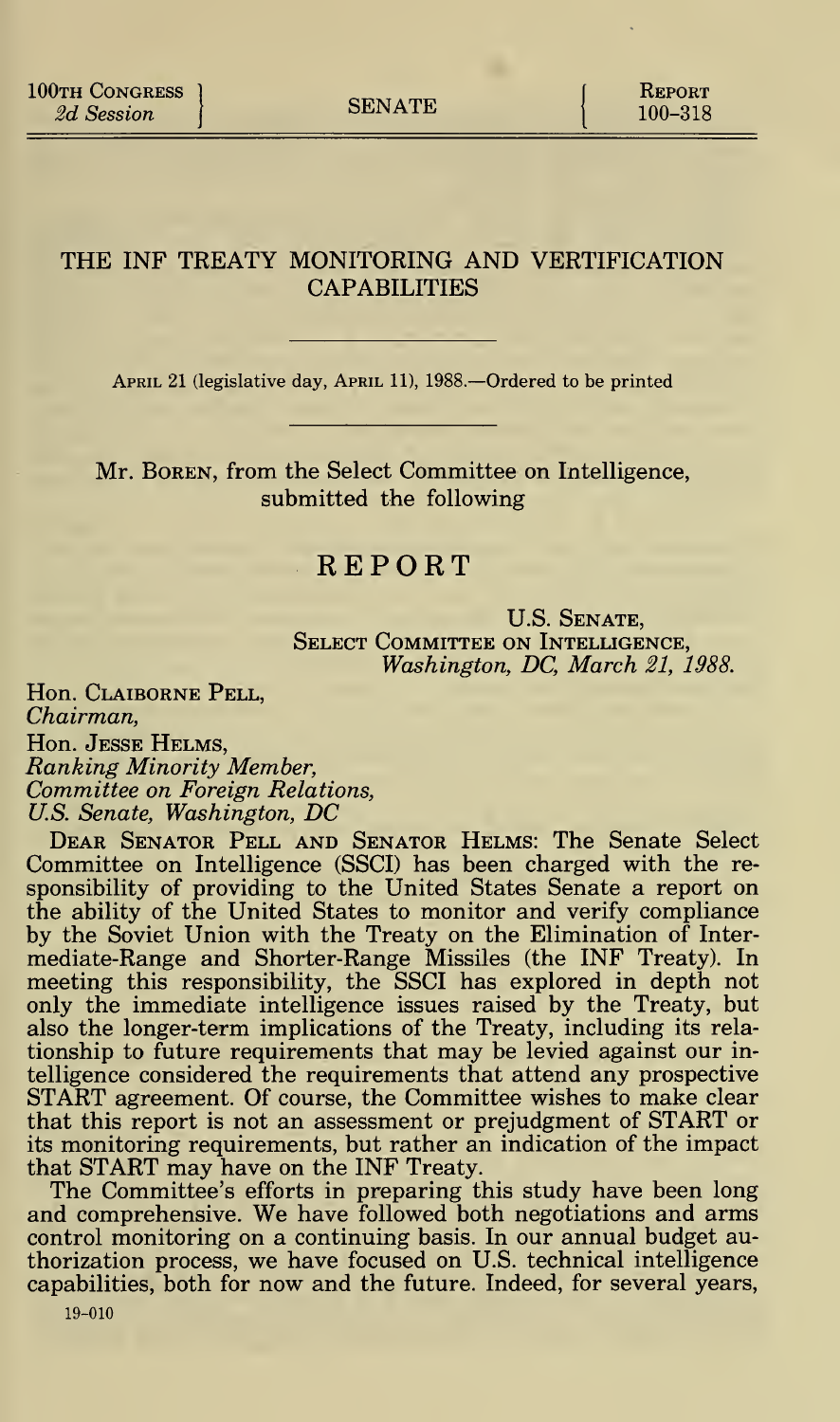100th Congress
2d Session

SENATE

Report
100-318

# THE INF TREATY MONITORING AND VERTIFICATION CAPABILITIES

April 21 (legislative day, April 11), 1988.—Ordered to be printed

Mr. Boren, from the Select Committee on Intelligence, submitted the following

## REPORT

U.S. Senate,
Select Committee on Intelligence,
*Washington, DC, March 21, 1988.*

Hon. Claiborne Pell,
*Chairman,*
Hon. Jesse Helms,
*Ranking Minority Member,*
*Committee on Foreign Relations,*
*U.S. Senate, Washington, DC*

Dear Senator Pell and Senator Helms: The Senate Select Committee on Intelligence (SSCI) has been charged with the responsibility of providing to the United States Senate a report on the ability of the United States to monitor and verify compliance by the Soviet Union with the Treaty on the Elimination of Intermediate-Range and Shorter-Range Missiles (the INF Treaty). In meeting this responsibility, the SSCI has explored in depth not only the immediate intelligence issues raised by the Treaty, but also the longer-term implications of the Treaty, including its relationship to future requirements that may be levied against our intelligence considered the requirements that attend any prospective START agreement. Of course, the Committee wishes to make clear that this report is not an assessment or prejudgment of START or its monitoring requirements, but rather an indication of the impact that START may have on the INF Treaty.

The Committee's efforts in preparing this study have been long and comprehensive. We have followed both negotiations and arms control monitoring on a continuing basis. In our annual budget authorization process, we have focused on U.S. technical intelligence capabilities, both for now and the future. Indeed, for several years,

19-010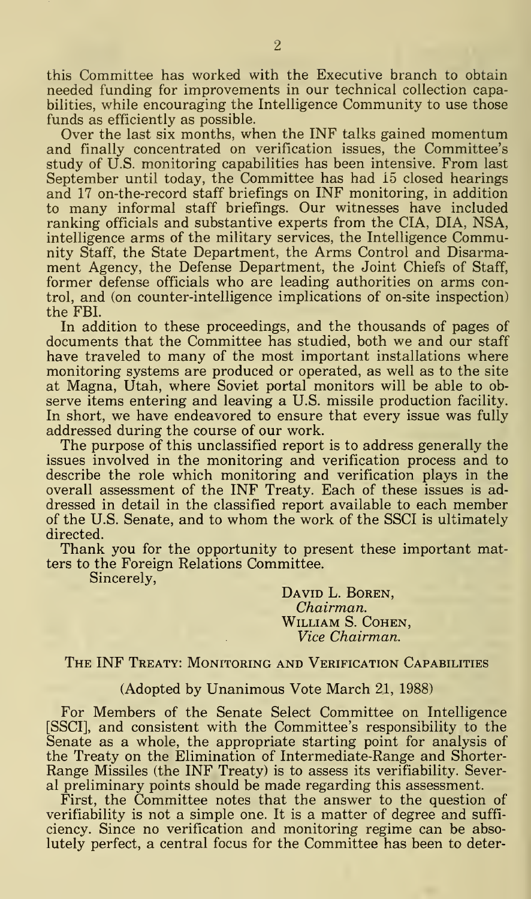this Committee has worked with the Executive branch to obtain needed funding for improvements in our technical collection capabilities, while encouraging the Intelligence Community to use those funds as efficiently as possible.

Over the last six months, when the INF talks gained momentum and finally concentrated on verification issues, the Committee's study of U.S. monitoring capabilities has been intensive. From last September until today, the Committee has had 15 closed hearings and 17 on-the-record staff briefings on INF monitoring, in addition to many informal staff briefings. Our witnesses have included ranking officials and substantive experts from the CIA, DIA, NSA, intelligence arms of the military services, the Intelligence Community Staff, the State Department, the Arms Control and Disarmament Agency, the Defense Department, the Joint Chiefs of Staff, former defense officials who are leading authorities on arms control, and (on counter-intelligence implications of on-site inspection) the FBI.

In addition to these proceedings, and the thousands of pages of documents that the Committee has studied, both we and our staff have traveled to many of the most important installations where monitoring systems are produced or operated, as well as to the site at Magna, Utah, where Soviet portal monitors will be able to observe items entering and leaving a U.S. missile production facility. In short, we have endeavored to ensure that every issue was fully addressed during the course of our work.

The purpose of this unclassified report is to address generally the issues involved in the monitoring and verification process and to describe the role which monitoring and verification plays in the overall assessment of the INF Treaty. Each of these issues is addressed in detail in the classified report available to each member of the U.S. Senate, and to whom the work of the SSCI is ultimately directed.

Thank you for the opportunity to present these important matters to the Foreign Relations Committee.

Sincerely,

David L. Boren,
*Chairman.*
William S. Cohen,
*Vice Chairman.*

## The INF Treaty: Monitoring and Verification Capabilities

(Adopted by Unanimous Vote March 21, 1988)

For Members of the Senate Select Committee on Intelligence [SSCI], and consistent with the Committee's responsibility to the Senate as a whole, the appropriate starting point for analysis of the Treaty on the Elimination of Intermediate-Range and Shorter-Range Missiles (the INF Treaty) is to assess its verifiability. Several preliminary points should be made regarding this assessment.

First, the Committee notes that the answer to the question of verifiability is not a simple one. It is a matter of degree and sufficiency. Since no verification and monitoring regime can be absolutely perfect, a central focus for the Committee has been to deter-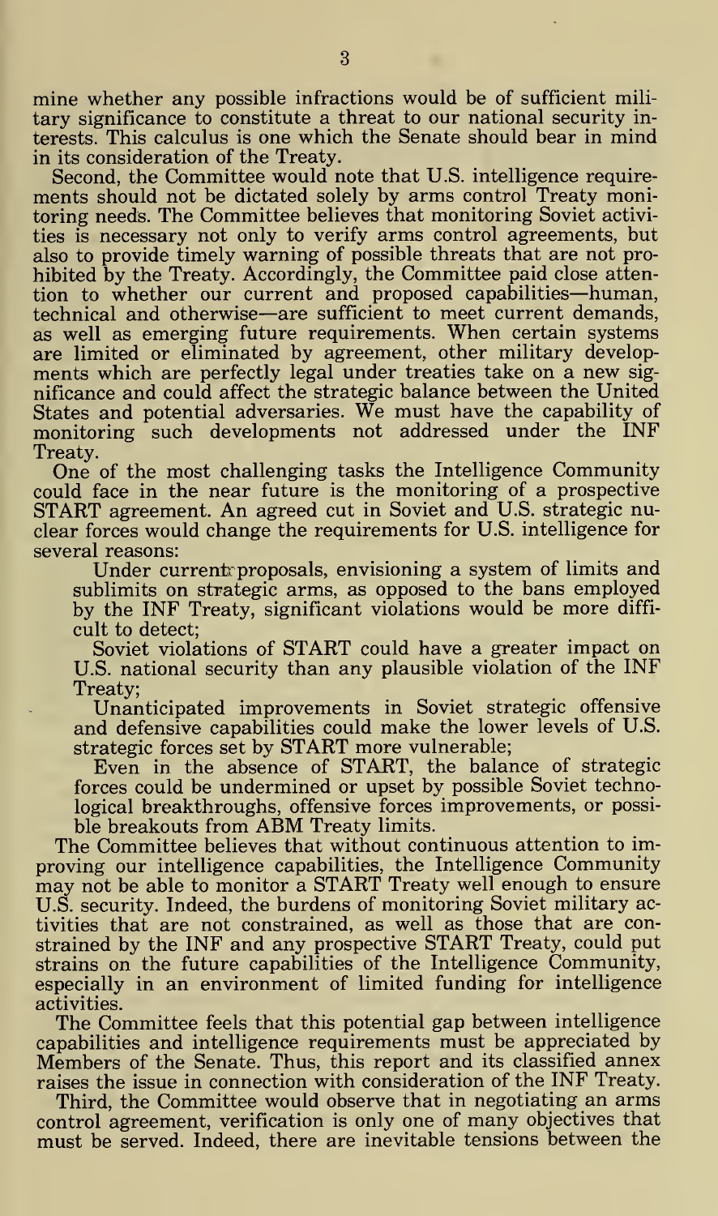mine whether any possible infractions would be of sufficient military significance to constitute a threat to our national security interests. This calculus is one which the Senate should bear in mind in its consideration of the Treaty.

Second, the Committee would note that U.S. intelligence requirements should not be dictated solely by arms control Treaty monitoring needs. The Committee believes that monitoring Soviet activities is necessary not only to verify arms control agreements, but also to provide timely warning of possible threats that are not prohibited by the Treaty. Accordingly, the Committee paid close attention to whether our current and proposed capabilities—human, technical and otherwise—are sufficient to meet current demands, as well as emerging future requirements. When certain systems are limited or eliminated by agreement, other military developments which are perfectly legal under treaties take on a new significance and could affect the strategic balance between the United States and potential adversaries. We must have the capability of monitoring such developments not addressed under the INF Treaty.

One of the most challenging tasks the Intelligence Community could face in the near future is the monitoring of a prospective START agreement. An agreed cut in Soviet and U.S. strategic nuclear forces would change the requirements for U.S. intelligence for several reasons:

Under current proposals, envisioning a system of limits and sublimits on strategic arms, as opposed to the bans employed by the INF Treaty, significant violations would be more difficult to detect;

Soviet violations of START could have a greater impact on U.S. national security than any plausible violation of the INF Treaty;

Unanticipated improvements in Soviet strategic offensive and defensive capabilities could make the lower levels of U.S. strategic forces set by START more vulnerable;

Even in the absence of START, the balance of strategic forces could be undermined or upset by possible Soviet technological breakthroughs, offensive forces improvements, or possible breakouts from ABM Treaty limits.

The Committee believes that without continuous attention to improving our intelligence capabilities, the Intelligence Community may not be able to monitor a START Treaty well enough to ensure U.S. security. Indeed, the burdens of monitoring Soviet military activities that are not constrained, as well as those that are constrained by the INF and any prospective START Treaty, could put strains on the future capabilities of the Intelligence Community, especially in an environment of limited funding for intelligence activities.

The Committee feels that this potential gap between intelligence capabilities and intelligence requirements must be appreciated by Members of the Senate. Thus, this report and its classified annex raises the issue in connection with consideration of the INF Treaty.

Third, the Committee would observe that in negotiating an arms control agreement, verification is only one of many objectives that must be served. Indeed, there are inevitable tensions between the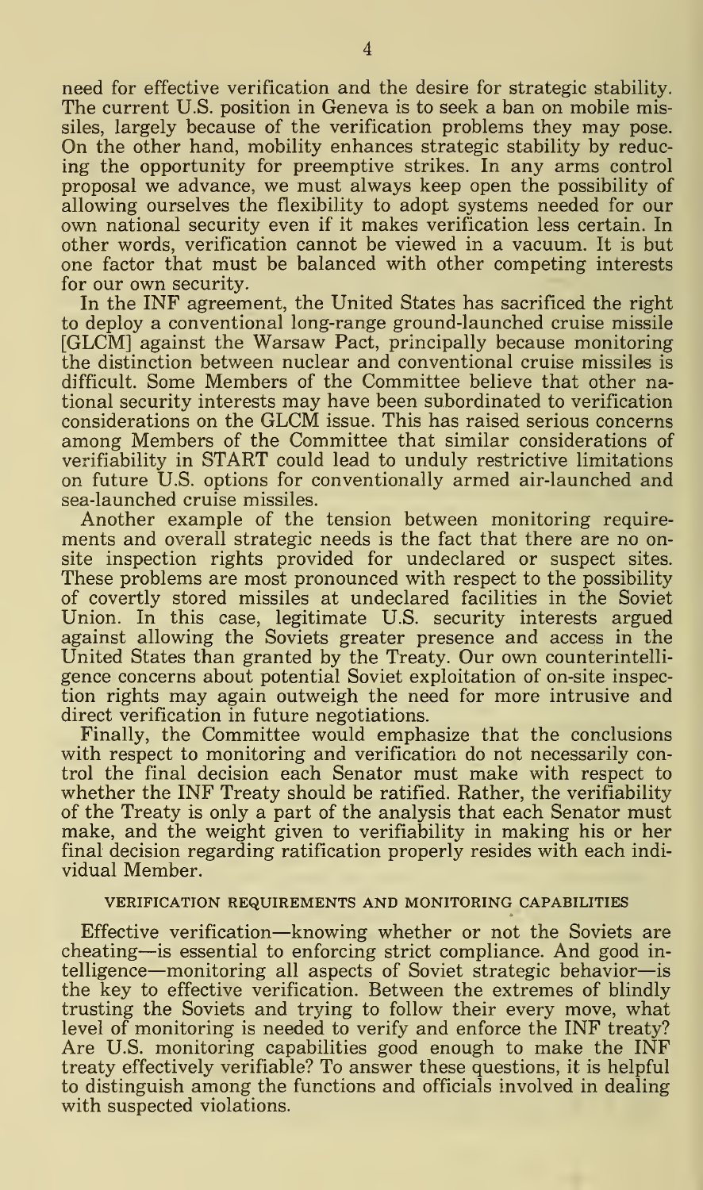need for effective verification and the desire for strategic stability. The current U.S. position in Geneva is to seek a ban on mobile missiles, largely because of the verification problems they may pose. On the other hand, mobility enhances strategic stability by reducing the opportunity for preemptive strikes. In any arms control proposal we advance, we must always keep open the possibility of allowing ourselves the flexibility to adopt systems needed for our own national security even if it makes verification less certain. In other words, verification cannot be viewed in a vacuum. It is but one factor that must be balanced with other competing interests for our own security.

In the INF agreement, the United States has sacrificed the right to deploy a conventional long-range ground-launched cruise missile [GLCM] against the Warsaw Pact, principally because monitoring the distinction between nuclear and conventional cruise missiles is difficult. Some Members of the Committee believe that other national security interests may have been subordinated to verification considerations on the GLCM issue. This has raised serious concerns among Members of the Committee that similar considerations of verifiability in START could lead to unduly restrictive limitations on future U.S. options for conventionally armed air-launched and sea-launched cruise missiles.

Another example of the tension between monitoring requirements and overall strategic needs is the fact that there are no on-site inspection rights provided for undeclared or suspect sites. These problems are most pronounced with respect to the possibility of covertly stored missiles at undeclared facilities in the Soviet Union. In this case, legitimate U.S. security interests argued against allowing the Soviets greater presence and access in the United States than granted by the Treaty. Our own counterintelligence concerns about potential Soviet exploitation of on-site inspection rights may again outweigh the need for more intrusive and direct verification in future negotiations.

Finally, the Committee would emphasize that the conclusions with respect to monitoring and verification do not necessarily control the final decision each Senator must make with respect to whether the INF Treaty should be ratified. Rather, the verifiability of the Treaty is only a part of the analysis that each Senator must make, and the weight given to verifiability in making his or her final decision regarding ratification properly resides with each individual Member.

## VERIFICATION REQUIREMENTS AND MONITORING CAPABILITIES

Effective verification—knowing whether or not the Soviets are cheating—is essential to enforcing strict compliance. And good intelligence—monitoring all aspects of Soviet strategic behavior—is the key to effective verification. Between the extremes of blindly trusting the Soviets and trying to follow their every move, what level of monitoring is needed to verify and enforce the INF treaty? Are U.S. monitoring capabilities good enough to make the INF treaty effectively verifiable? To answer these questions, it is helpful to distinguish among the functions and officials involved in dealing with suspected violations.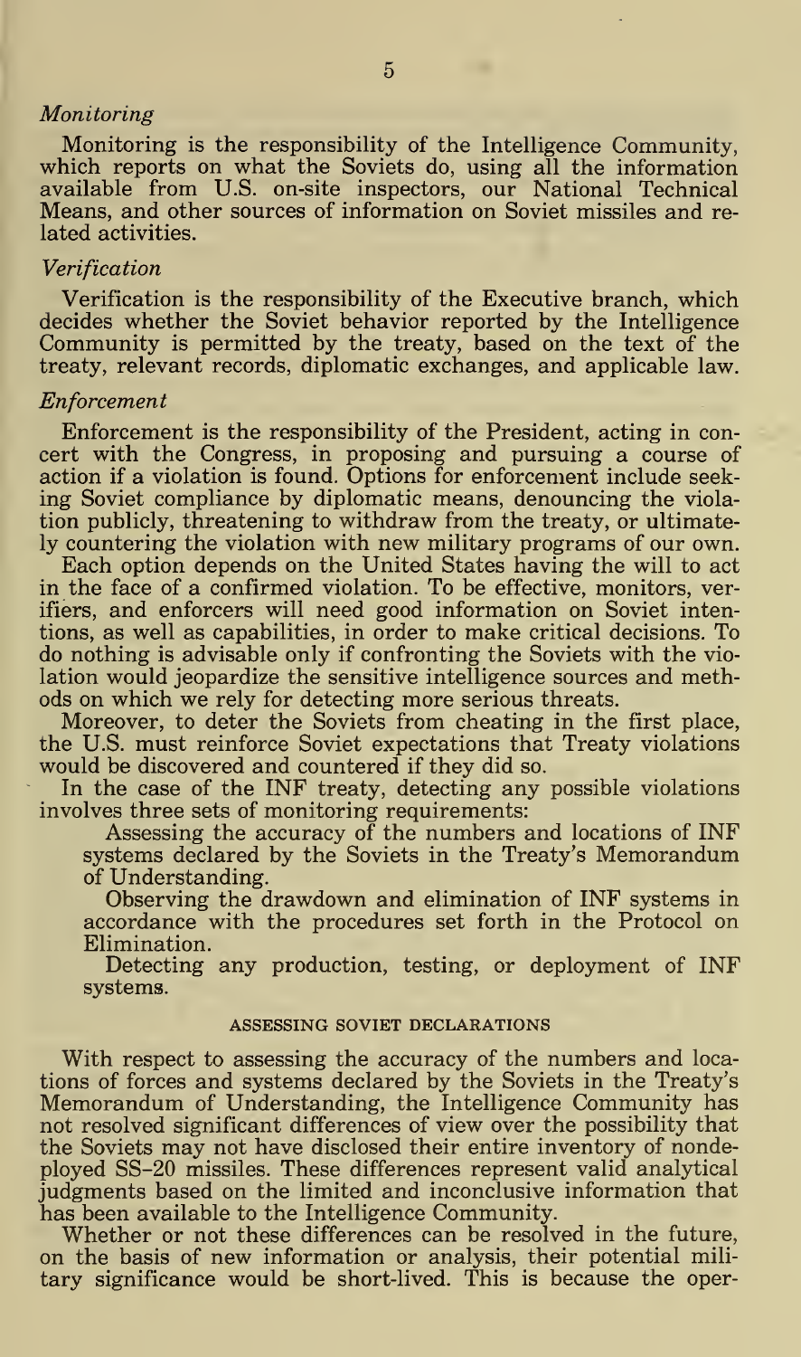*Monitoring*

Monitoring is the responsibility of the Intelligence Community, which reports on what the Soviets do, using all the information available from U.S. on-site inspectors, our National Technical Means, and other sources of information on Soviet missiles and related activities.

*Verification*

Verification is the responsibility of the Executive branch, which decides whether the Soviet behavior reported by the Intelligence Community is permitted by the treaty, based on the text of the treaty, relevant records, diplomatic exchanges, and applicable law.

*Enforcement*

Enforcement is the responsibility of the President, acting in concert with the Congress, in proposing and pursuing a course of action if a violation is found. Options for enforcement include seeking Soviet compliance by diplomatic means, denouncing the violation publicly, threatening to withdraw from the treaty, or ultimately countering the violation with new military programs of our own.

Each option depends on the United States having the will to act in the face of a confirmed violation. To be effective, monitors, verifiers, and enforcers will need good information on Soviet intentions, as well as capabilities, in order to make critical decisions. To do nothing is advisable only if confronting the Soviets with the violation would jeopardize the sensitive intelligence sources and methods on which we rely for detecting more serious threats.

Moreover, to deter the Soviets from cheating in the first place, the U.S. must reinforce Soviet expectations that Treaty violations would be discovered and countered if they did so.

In the case of the INF treaty, detecting any possible violations involves three sets of monitoring requirements:

Assessing the accuracy of the numbers and locations of INF systems declared by the Soviets in the Treaty's Memorandum of Understanding.

Observing the drawdown and elimination of INF systems in accordance with the procedures set forth in the Protocol on Elimination.

Detecting any production, testing, or deployment of INF systems.

#### ASSESSING SOVIET DECLARATIONS

With respect to assessing the accuracy of the numbers and locations of forces and systems declared by the Soviets in the Treaty's Memorandum of Understanding, the Intelligence Community has not resolved significant differences of view over the possibility that the Soviets may not have disclosed their entire inventory of nondeployed SS-20 missiles. These differences represent valid analytical judgments based on the limited and inconclusive information that has been available to the Intelligence Community.

Whether or not these differences can be resolved in the future, on the basis of new information or analysis, their potential military significance would be short-lived. This is because the oper-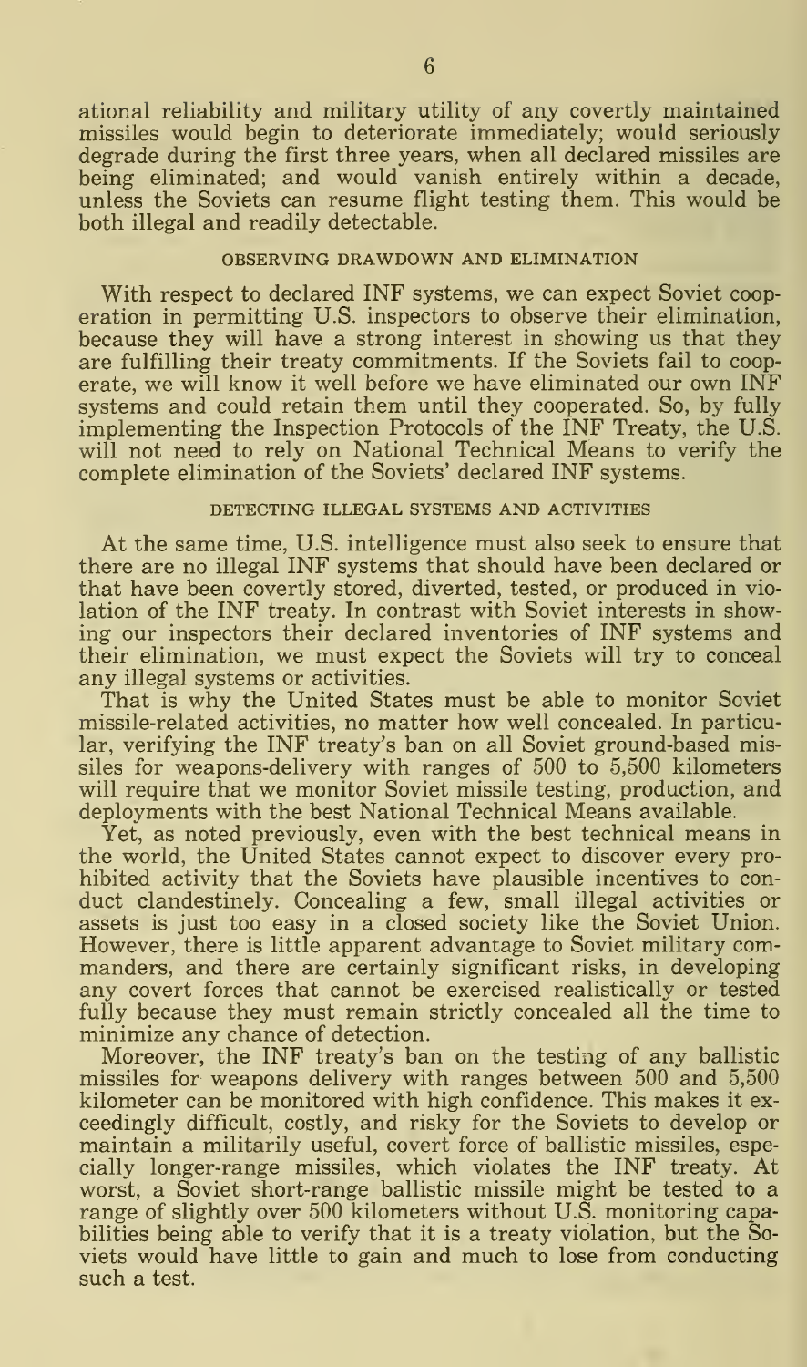ational reliability and military utility of any covertly maintained missiles would begin to deteriorate immediately; would seriously degrade during the first three years, when all declared missiles are being eliminated; and would vanish entirely within a decade, unless the Soviets can resume flight testing them. This would be both illegal and readily detectable.

### OBSERVING DRAWDOWN AND ELIMINATION

With respect to declared INF systems, we can expect Soviet cooperation in permitting U.S. inspectors to observe their elimination, because they will have a strong interest in showing us that they are fulfilling their treaty commitments. If the Soviets fail to cooperate, we will know it well before we have eliminated our own INF systems and could retain them until they cooperated. So, by fully implementing the Inspection Protocols of the INF Treaty, the U.S. will not need to rely on National Technical Means to verify the complete elimination of the Soviets' declared INF systems.

### DETECTING ILLEGAL SYSTEMS AND ACTIVITIES

At the same time, U.S. intelligence must also seek to ensure that there are no illegal INF systems that should have been declared or that have been covertly stored, diverted, tested, or produced in violation of the INF treaty. In contrast with Soviet interests in showing our inspectors their declared inventories of INF systems and their elimination, we must expect the Soviets will try to conceal any illegal systems or activities.

That is why the United States must be able to monitor Soviet missile-related activities, no matter how well concealed. In particular, verifying the INF treaty's ban on all Soviet ground-based missiles for weapons-delivery with ranges of 500 to 5,500 kilometers will require that we monitor Soviet missile testing, production, and deployments with the best National Technical Means available.

Yet, as noted previously, even with the best technical means in the world, the United States cannot expect to discover every prohibited activity that the Soviets have plausible incentives to conduct clandestinely. Concealing a few, small illegal activities or assets is just too easy in a closed society like the Soviet Union. However, there is little apparent advantage to Soviet military commanders, and there are certainly significant risks, in developing any covert forces that cannot be exercised realistically or tested fully because they must remain strictly concealed all the time to minimize any chance of detection.

Moreover, the INF treaty's ban on the testing of any ballistic missiles for weapons delivery with ranges between 500 and 5,500 kilometer can be monitored with high confidence. This makes it exceedingly difficult, costly, and risky for the Soviets to develop or maintain a militarily useful, covert force of ballistic missiles, especially longer-range missiles, which violates the INF treaty. At worst, a Soviet short-range ballistic missile might be tested to a range of slightly over 500 kilometers without U.S. monitoring capabilities being able to verify that it is a treaty violation, but the Soviets would have little to gain and much to lose from conducting such a test.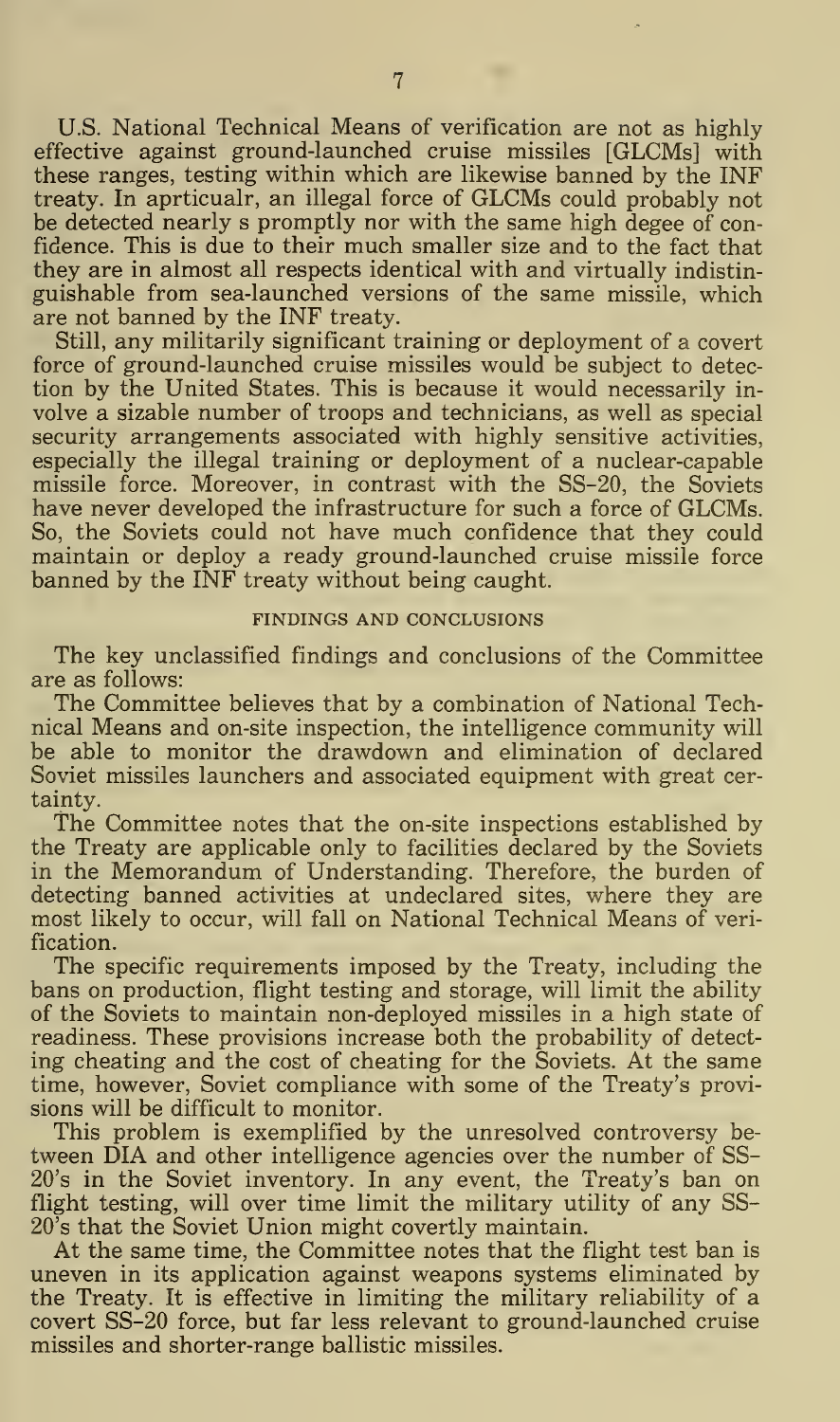U.S. National Technical Means of verification are not as highly effective against ground-launched cruise missiles [GLCMs] with these ranges, testing within which are likewise banned by the INF treaty. In aprticualr, an illegal force of GLCMs could probably not be detected nearly s promptly nor with the same high degee of confidence. This is due to their much smaller size and to the fact that they are in almost all respects identical with and virtually indistinguishable from sea-launched versions of the same missile, which are not banned by the INF treaty.

Still, any militarily significant training or deployment of a covert force of ground-launched cruise missiles would be subject to detection by the United States. This is because it would necessarily involve a sizable number of troops and technicians, as well as special security arrangements associated with highly sensitive activities, especially the illegal training or deployment of a nuclear-capable missile force. Moreover, in contrast with the SS-20, the Soviets have never developed the infrastructure for such a force of GLCMs. So, the Soviets could not have much confidence that they could maintain or deploy a ready ground-launched cruise missile force banned by the INF treaty without being caught.

## FINDINGS AND CONCLUSIONS

The key unclassified findings and conclusions of the Committee are as follows:

The Committee believes that by a combination of National Technical Means and on-site inspection, the intelligence community will be able to monitor the drawdown and elimination of declared Soviet missiles launchers and associated equipment with great certainty.

The Committee notes that the on-site inspections established by the Treaty are applicable only to facilities declared by the Soviets in the Memorandum of Understanding. Therefore, the burden of detecting banned activities at undeclared sites, where they are most likely to occur, will fall on National Technical Means of verification.

The specific requirements imposed by the Treaty, including the bans on production, flight testing and storage, will limit the ability of the Soviets to maintain non-deployed missiles in a high state of readiness. These provisions increase both the probability of detecting cheating and the cost of cheating for the Soviets. At the same time, however, Soviet compliance with some of the Treaty's provisions will be difficult to monitor.

This problem is exemplified by the unresolved controversy between DIA and other intelligence agencies over the number of SS-20's in the Soviet inventory. In any event, the Treaty's ban on flight testing, will over time limit the military utility of any SS-20's that the Soviet Union might covertly maintain.

At the same time, the Committee notes that the flight test ban is uneven in its application against weapons systems eliminated by the Treaty. It is effective in limiting the military reliability of a covert SS-20 force, but far less relevant to ground-launched cruise missiles and shorter-range ballistic missiles.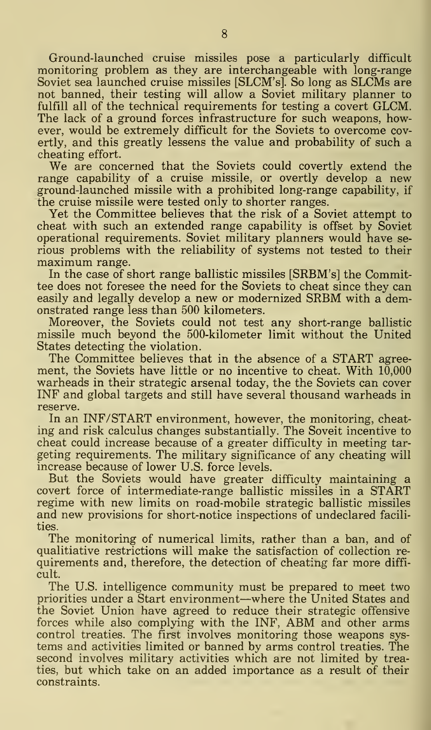Ground-launched cruise missiles pose a particularly difficult monitoring problem as they are interchangeable with long-range Soviet sea launched cruise missiles [SLCM's]. So long as SLCMs are not banned, their testing will allow a Soviet military planner to fulfill all of the technical requirements for testing a covert GLCM. The lack of a ground forces infrastructure for such weapons, however, would be extremely difficult for the Soviets to overcome covertly, and this greatly lessens the value and probability of such a cheating effort.

We are concerned that the Soviets could covertly extend the range capability of a cruise missile, or overtly develop a new ground-launched missile with a prohibited long-range capability, if the cruise missile were tested only to shorter ranges.

Yet the Committee believes that the risk of a Soviet attempt to cheat with such an extended range capability is offset by Soviet operational requirements. Soviet military planners would have serious problems with the reliability of systems not tested to their maximum range.

In the case of short range ballistic missiles [SRBM's] the Committee does not foresee the need for the Soviets to cheat since they can easily and legally develop a new or modernized SRBM with a demonstrated range less than 500 kilometers.

Moreover, the Soviets could not test any short-range ballistic missile much beyond the 500-kilometer limit without the United States detecting the violation.

The Committee believes that in the absence of a START agreement, the Soviets have little or no incentive to cheat. With 10,000 warheads in their strategic arsenal today, the the Soviets can cover INF and global targets and still have several thousand warheads in reserve.

In an INF/START environment, however, the monitoring, cheating and risk calculus changes substantially. The Soveit incentive to cheat could increase because of a greater difficulty in meeting targeting requirements. The military significance of any cheating will increase because of lower U.S. force levels.

But the Soviets would have greater difficulty maintaining a covert force of intermediate-range ballistic missiles in a START regime with new limits on road-mobile strategic ballistic missiles and new provisions for short-notice inspections of undeclared facilities.

The monitoring of numerical limits, rather than a ban, and of qualitiative restrictions will make the satisfaction of collection requirements and, therefore, the detection of cheating far more difficult.

The U.S. intelligence community must be prepared to meet two priorities under a Start environment—where the United States and the Soviet Union have agreed to reduce their strategic offensive forces while also complying with the INF, ABM and other arms control treaties. The first involves monitoring those weapons systems and activities limited or banned by arms control treaties. The second involves military activities which are not limited by treaties, but which take on an added importance as a result of their constraints.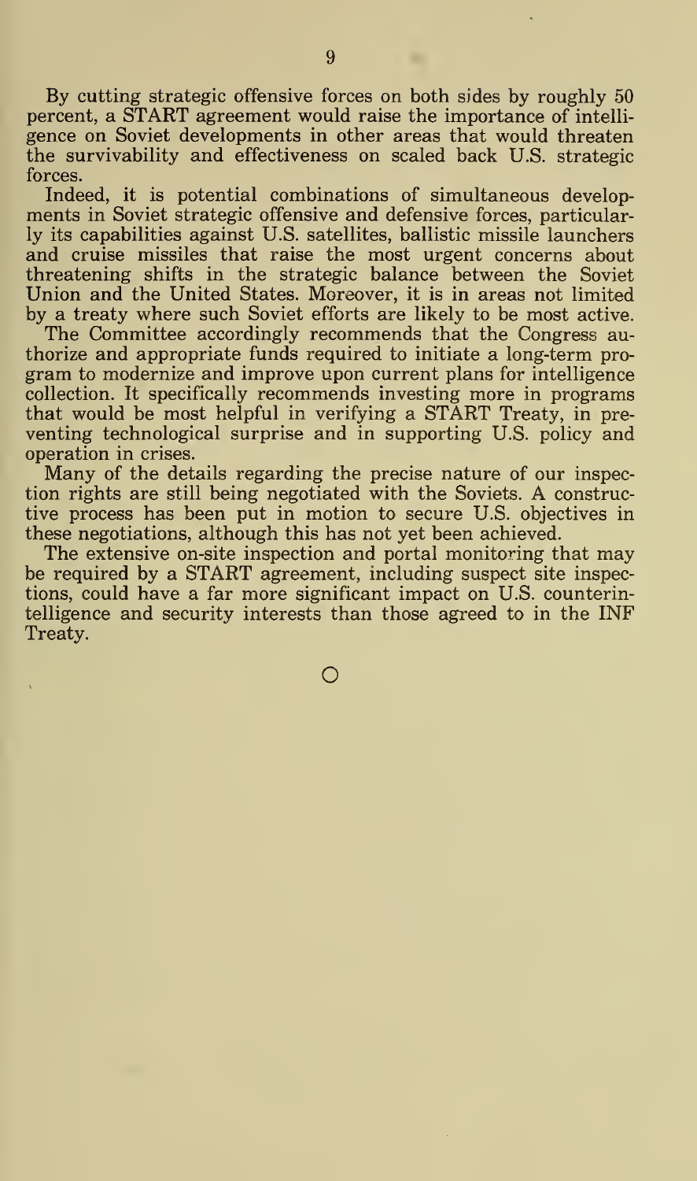By cutting strategic offensive forces on both sides by roughly 50 percent, a START agreement would raise the importance of intelligence on Soviet developments in other areas that would threaten the survivability and effectiveness on scaled back U.S. strategic forces.

Indeed, it is potential combinations of simultaneous developments in Soviet strategic offensive and defensive forces, particularly its capabilities against U.S. satellites, ballistic missile launchers and cruise missiles that raise the most urgent concerns about threatening shifts in the strategic balance between the Soviet Union and the United States. Moreover, it is in areas not limited by a treaty where such Soviet efforts are likely to be most active.

The Committee accordingly recommends that the Congress authorize and appropriate funds required to initiate a long-term program to modernize and improve upon current plans for intelligence collection. It specifically recommends investing more in programs that would be most helpful in verifying a START Treaty, in preventing technological surprise and in supporting U.S. policy and operation in crises.

Many of the details regarding the precise nature of our inspection rights are still being negotiated with the Soviets. A constructive process has been put in motion to secure U.S. objectives in these negotiations, although this has not yet been achieved.

The extensive on-site inspection and portal monitoring that may be required by a START agreement, including suspect site inspections, could have a far more significant impact on U.S. counterintelligence and security interests than those agreed to in the INF Treaty.